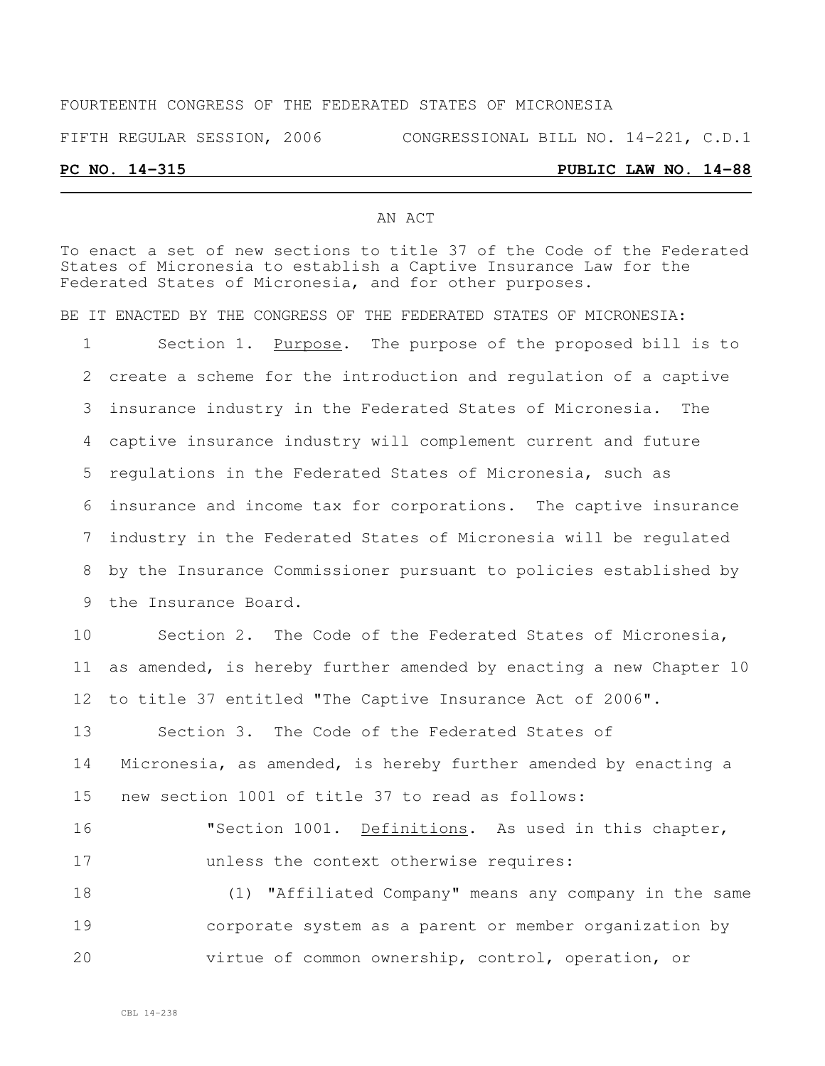FOURTEENTH CONGRESS OF THE FEDERATED STATES OF MICRONESIA

FIFTH REGULAR SESSION, 2006 CONGRESSIONAL BILL NO. 14-221, C.D.1

**PC NO. 14-315** **PUBLIC LAW NO. 14-88**

AN ACT

To enact a set of new sections to title 37 of the Code of the Federated States of Micronesia to establish a Captive Insurance Law for the Federated States of Micronesia, and for other purposes.

BE IT ENACTED BY THE CONGRESS OF THE FEDERATED STATES OF MICRONESIA:

Section 1. Purpose. The purpose of the proposed bill is to create a scheme for the introduction and regulation of a captive insurance industry in the Federated States of Micronesia. The captive insurance industry will complement current and future regulations in the Federated States of Micronesia, such as insurance and income tax for corporations. The captive insurance industry in the Federated States of Micronesia will be regulated by the Insurance Commissioner pursuant to policies established by the Insurance Board.

Section 2. The Code of the Federated States of Micronesia, as amended, is hereby further amended by enacting a new Chapter 10 to title 37 entitled "The Captive Insurance Act of 2006".

Section 3. The Code of the Federated States of Micronesia, as amended, is hereby further amended by enacting a new section 1001 of title 37 to read as follows:

"Section 1001. Definitions. As used in this chapter, unless the context otherwise requires:

(1) "Affiliated Company" means any company in the same corporate system as a parent or member organization by virtue of common ownership, control, operation, or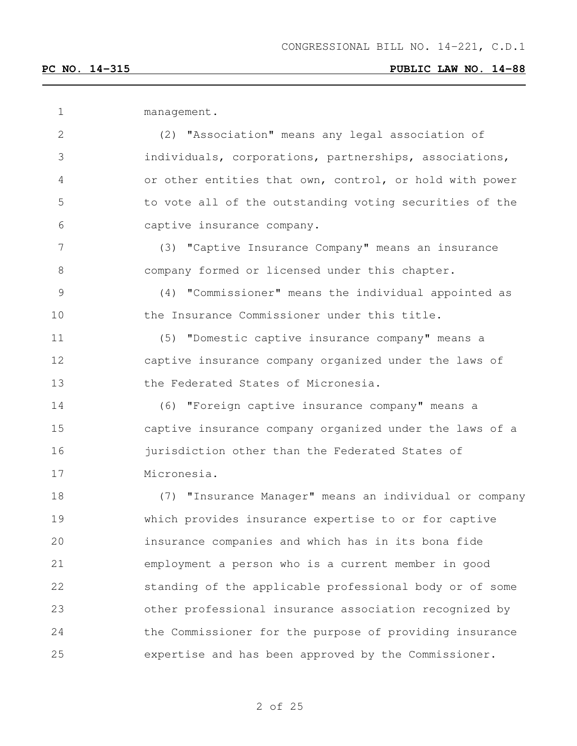management.

(2) "Association" means any legal association of individuals, corporations, partnerships, associations, or other entities that own, control, or hold with power to vote all of the outstanding voting securities of the captive insurance company.

(3) "Captive Insurance Company" means an insurance company formed or licensed under this chapter.

(4) "Commissioner" means the individual appointed as the Insurance Commissioner under this title.

(5) "Domestic captive insurance company" means a captive insurance company organized under the laws of the Federated States of Micronesia.

(6) "Foreign captive insurance company" means a captive insurance company organized under the laws of a jurisdiction other than the Federated States of Micronesia.

(7) "Insurance Manager" means an individual or company which provides insurance expertise to or for captive insurance companies and which has in its bona fide employment a person who is a current member in good standing of the applicable professional body or of some other professional insurance association recognized by the Commissioner for the purpose of providing insurance expertise and has been approved by the Commissioner.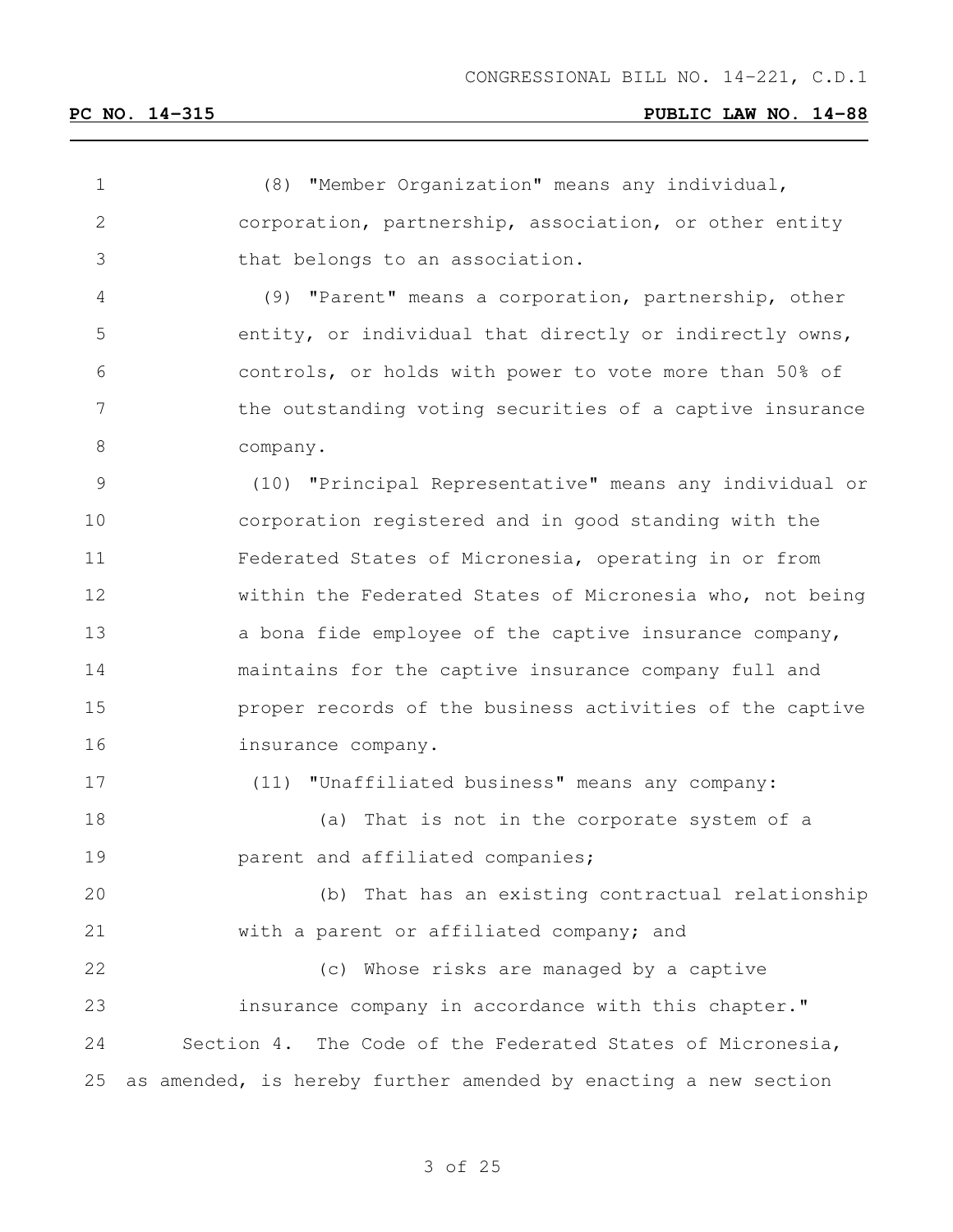(8) "Member Organization" means any individual, corporation, partnership, association, or other entity that belongs to an association.

(9) "Parent" means a corporation, partnership, other entity, or individual that directly or indirectly owns, controls, or holds with power to vote more than 50% of the outstanding voting securities of a captive insurance company.

(10) "Principal Representative" means any individual or corporation registered and in good standing with the Federated States of Micronesia, operating in or from within the Federated States of Micronesia who, not being a bona fide employee of the captive insurance company, maintains for the captive insurance company full and proper records of the business activities of the captive insurance company.

(11) "Unaffiliated business" means any company:

(a) That is not in the corporate system of a parent and affiliated companies;

(b) That has an existing contractual relationship with a parent or affiliated company; and

(c) Whose risks are managed by a captive insurance company in accordance with this chapter."

Section 4. The Code of the Federated States of Micronesia, as amended, is hereby further amended by enacting a new section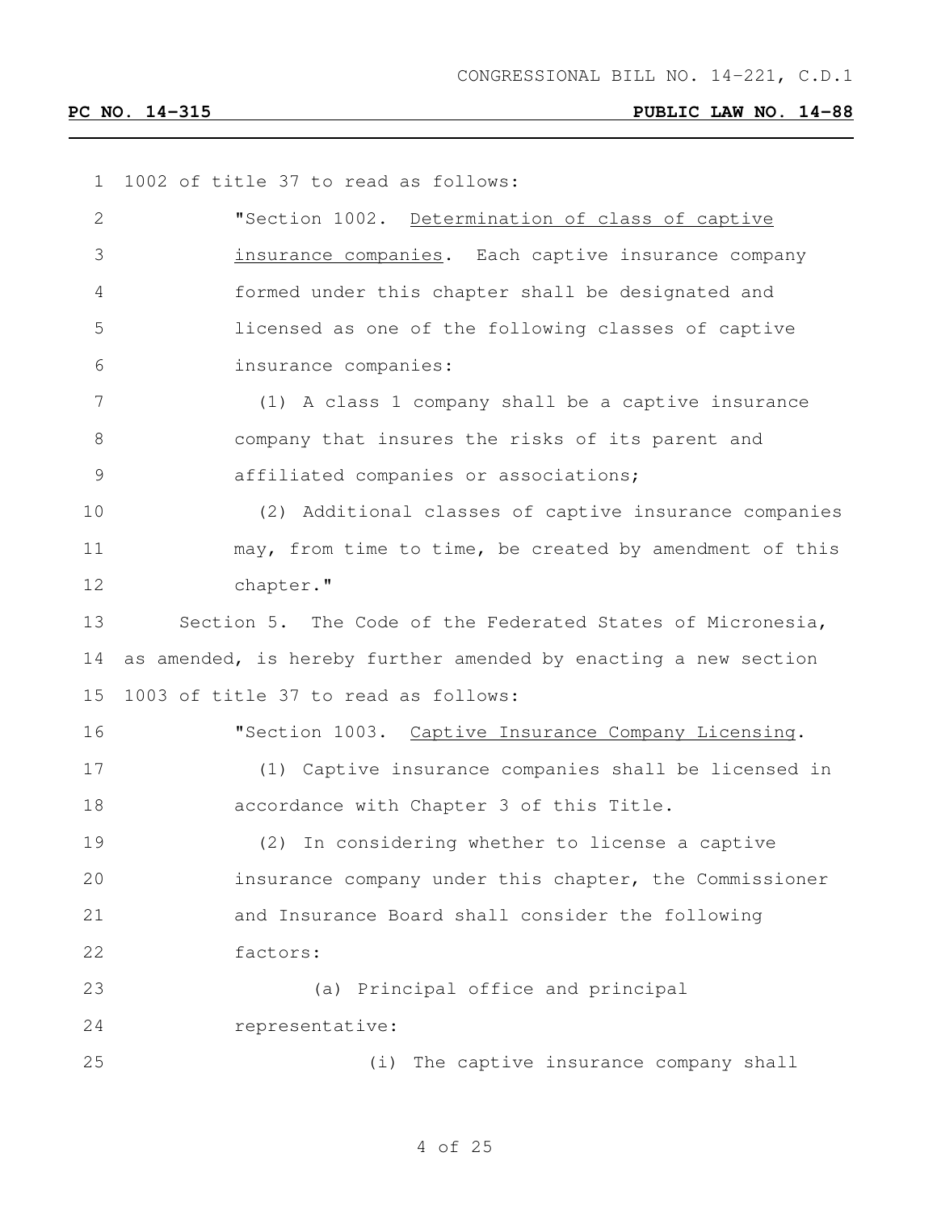1002 of title 37 to read as follows:

"Section 1002. Determination of class of captive insurance companies. Each captive insurance company formed under this chapter shall be designated and licensed as one of the following classes of captive insurance companies:

(1) A class 1 company shall be a captive insurance company that insures the risks of its parent and affiliated companies or associations;

(2) Additional classes of captive insurance companies may, from time to time, be created by amendment of this chapter."

Section 5. The Code of the Federated States of Micronesia, as amended, is hereby further amended by enacting a new section 1003 of title 37 to read as follows:

"Section 1003. Captive Insurance Company Licensing.

(1) Captive insurance companies shall be licensed in accordance with Chapter 3 of this Title.

(2) In considering whether to license a captive insurance company under this chapter, the Commissioner and Insurance Board shall consider the following factors:

(a) Principal office and principal representative:

(i) The captive insurance company shall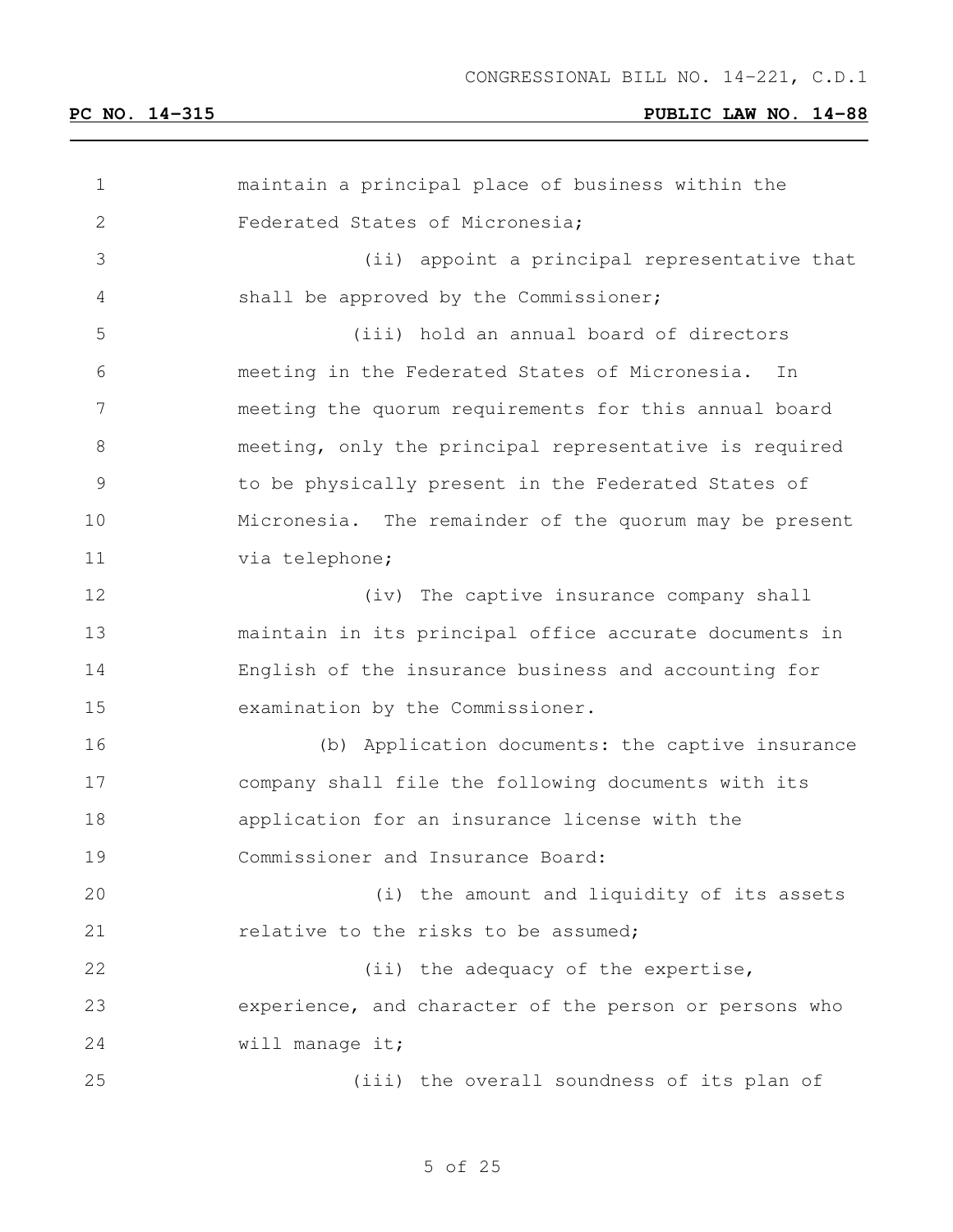maintain a principal place of business within the Federated States of Micronesia;

(ii) appoint a principal representative that shall be approved by the Commissioner;

(iii) hold an annual board of directors meeting in the Federated States of Micronesia. In meeting the quorum requirements for this annual board meeting, only the principal representative is required to be physically present in the Federated States of Micronesia. The remainder of the quorum may be present via telephone;

(iv) The captive insurance company shall maintain in its principal office accurate documents in English of the insurance business and accounting for examination by the Commissioner.

(b) Application documents: the captive insurance company shall file the following documents with its application for an insurance license with the Commissioner and Insurance Board:

(i) the amount and liquidity of its assets relative to the risks to be assumed;

(ii) the adequacy of the expertise, experience, and character of the person or persons who will manage it;

(iii) the overall soundness of its plan of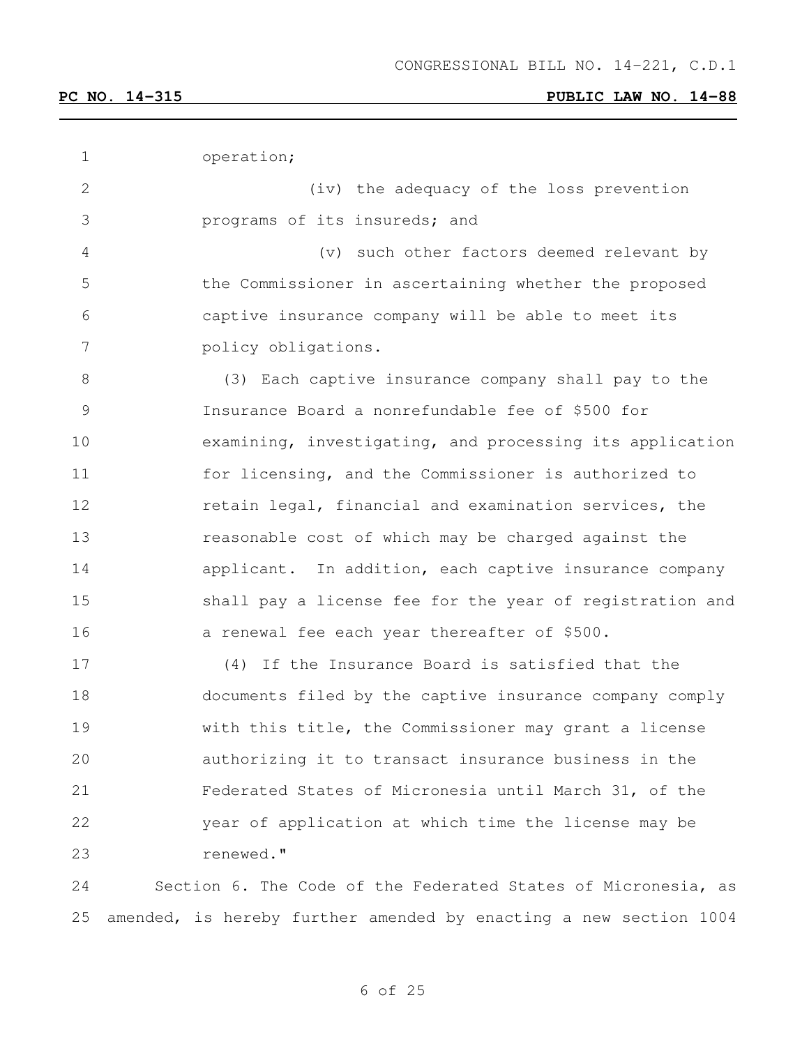operation;

(iv) the adequacy of the loss prevention programs of its insureds; and

(v) such other factors deemed relevant by the Commissioner in ascertaining whether the proposed captive insurance company will be able to meet its policy obligations.

(3) Each captive insurance company shall pay to the Insurance Board a nonrefundable fee of $500 for examining, investigating, and processing its application for licensing, and the Commissioner is authorized to retain legal, financial and examination services, the reasonable cost of which may be charged against the applicant. In addition, each captive insurance company shall pay a license fee for the year of registration and a renewal fee each year thereafter of $500.

(4) If the Insurance Board is satisfied that the documents filed by the captive insurance company comply with this title, the Commissioner may grant a license authorizing it to transact insurance business in the Federated States of Micronesia until March 31, of the year of application at which time the license may be renewed."

Section 6. The Code of the Federated States of Micronesia, as amended, is hereby further amended by enacting a new section 1004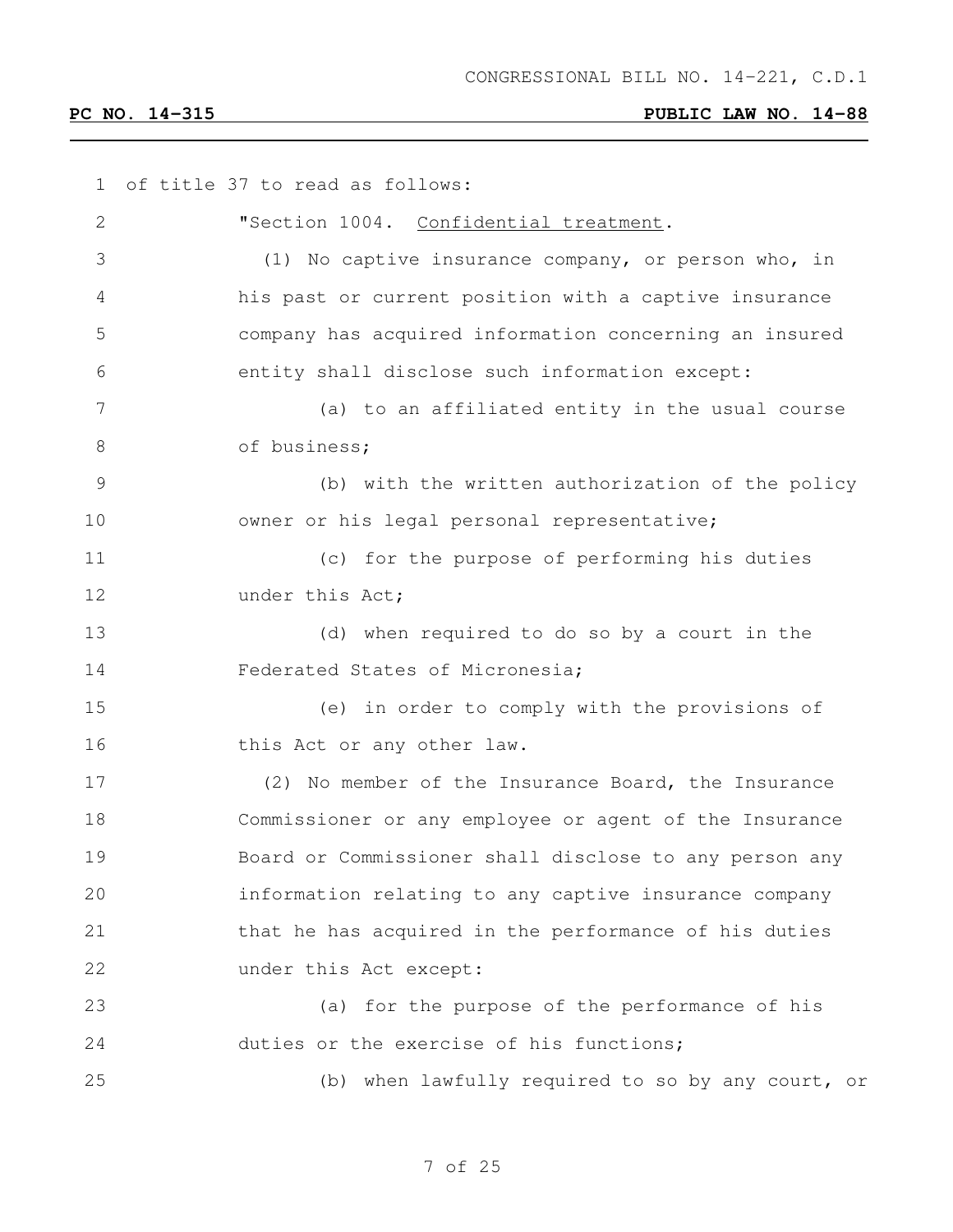of title 37 to read as follows:

"Section 1004. Confidential treatment.

(1) No captive insurance company, or person who, in his past or current position with a captive insurance company has acquired information concerning an insured entity shall disclose such information except:

(a) to an affiliated entity in the usual course of business;

(b) with the written authorization of the policy owner or his legal personal representative;

(c) for the purpose of performing his duties under this Act;

(d) when required to do so by a court in the Federated States of Micronesia;

(e) in order to comply with the provisions of this Act or any other law.

(2) No member of the Insurance Board, the Insurance Commissioner or any employee or agent of the Insurance Board or Commissioner shall disclose to any person any information relating to any captive insurance company that he has acquired in the performance of his duties under this Act except:

(a) for the purpose of the performance of his duties or the exercise of his functions;

(b) when lawfully required to so by any court, or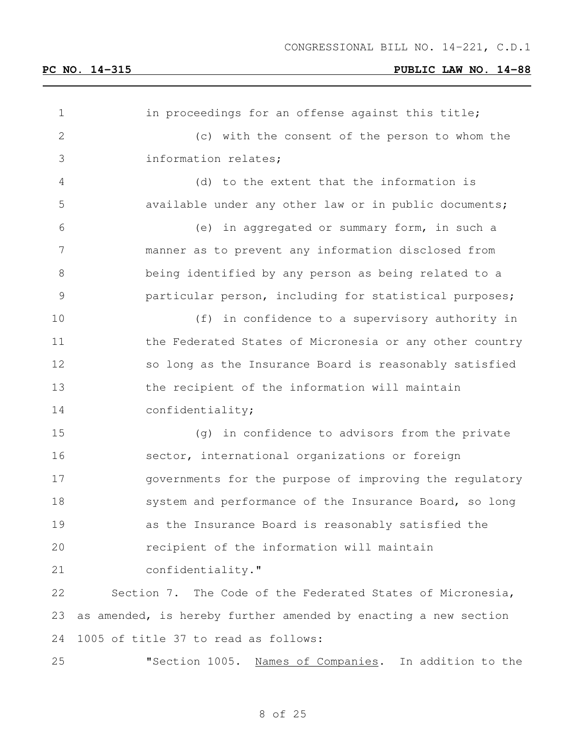in proceedings for an offense against this title;

(c) with the consent of the person to whom the information relates;

(d) to the extent that the information is available under any other law or in public documents;

(e) in aggregated or summary form, in such a manner as to prevent any information disclosed from being identified by any person as being related to a particular person, including for statistical purposes;

(f) in confidence to a supervisory authority in the Federated States of Micronesia or any other country so long as the Insurance Board is reasonably satisfied the recipient of the information will maintain confidentiality;

(g) in confidence to advisors from the private sector, international organizations or foreign governments for the purpose of improving the regulatory system and performance of the Insurance Board, so long as the Insurance Board is reasonably satisfied the recipient of the information will maintain confidentiality."

Section 7. The Code of the Federated States of Micronesia, as amended, is hereby further amended by enacting a new section 1005 of title 37 to read as follows:

"Section 1005. Names of Companies. In addition to the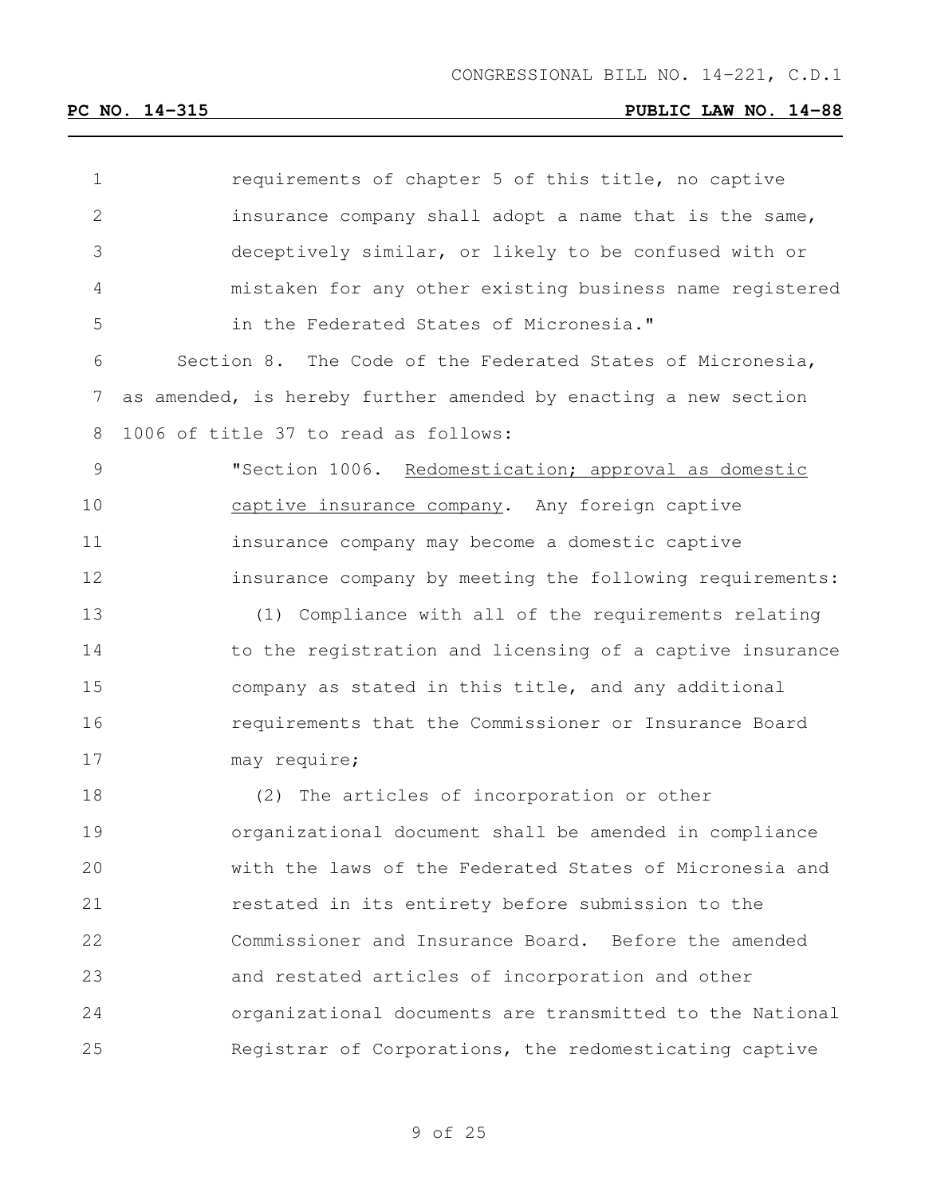requirements of chapter 5 of this title, no captive insurance company shall adopt a name that is the same, deceptively similar, or likely to be confused with or mistaken for any other existing business name registered in the Federated States of Micronesia."

Section 8. The Code of the Federated States of Micronesia, as amended, is hereby further amended by enacting a new section 1006 of title 37 to read as follows:

"Section 1006. Redomestication; approval as domestic captive insurance company. Any foreign captive insurance company may become a domestic captive insurance company by meeting the following requirements:

(1) Compliance with all of the requirements relating to the registration and licensing of a captive insurance company as stated in this title, and any additional requirements that the Commissioner or Insurance Board may require;

(2) The articles of incorporation or other organizational document shall be amended in compliance with the laws of the Federated States of Micronesia and restated in its entirety before submission to the Commissioner and Insurance Board. Before the amended and restated articles of incorporation and other organizational documents are transmitted to the National Registrar of Corporations, the redomesticating captive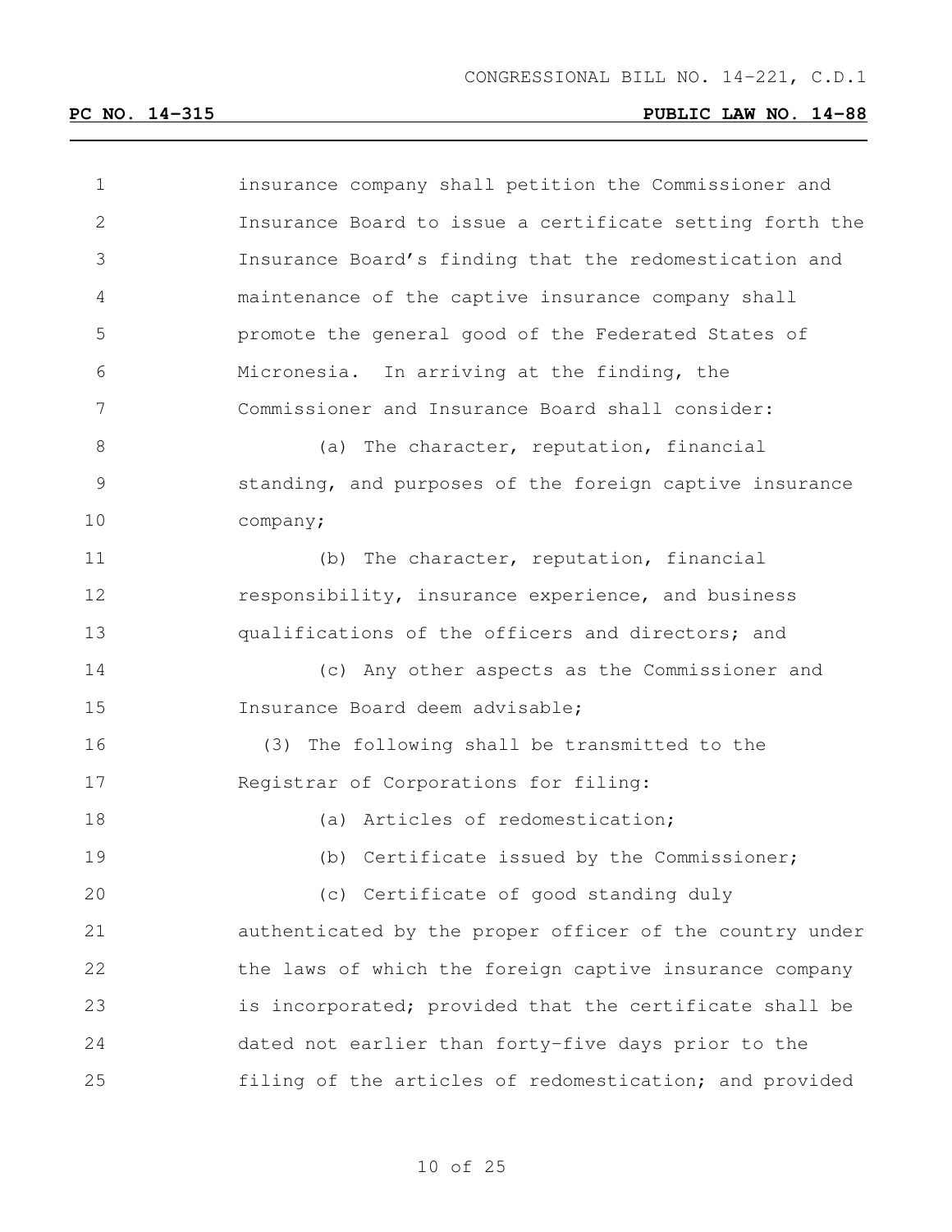insurance company shall petition the Commissioner and Insurance Board to issue a certificate setting forth the Insurance Board's finding that the redomestication and maintenance of the captive insurance company shall promote the general good of the Federated States of Micronesia. In arriving at the finding, the Commissioner and Insurance Board shall consider:

(a) The character, reputation, financial standing, and purposes of the foreign captive insurance company;

(b) The character, reputation, financial responsibility, insurance experience, and business qualifications of the officers and directors; and

(c) Any other aspects as the Commissioner and Insurance Board deem advisable;

(3) The following shall be transmitted to the Registrar of Corporations for filing:

(a) Articles of redomestication;

(b) Certificate issued by the Commissioner;

(c) Certificate of good standing duly authenticated by the proper officer of the country under the laws of which the foreign captive insurance company is incorporated; provided that the certificate shall be dated not earlier than forty-five days prior to the filing of the articles of redomestication; and provided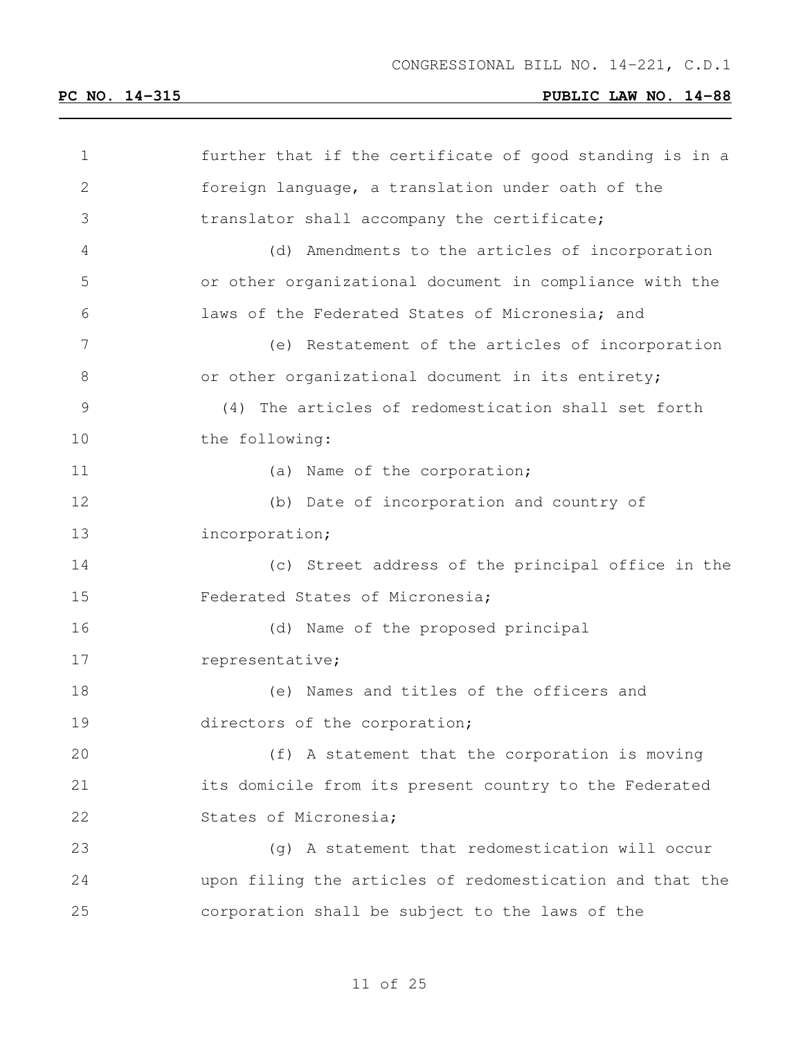further that if the certificate of good standing is in a foreign language, a translation under oath of the translator shall accompany the certificate;

(d) Amendments to the articles of incorporation or other organizational document in compliance with the laws of the Federated States of Micronesia; and

(e) Restatement of the articles of incorporation or other organizational document in its entirety;

(4) The articles of redomestication shall set forth the following:

(a) Name of the corporation;

(b) Date of incorporation and country of incorporation;

(c) Street address of the principal office in the Federated States of Micronesia;

(d) Name of the proposed principal representative;

(e) Names and titles of the officers and directors of the corporation;

(f) A statement that the corporation is moving its domicile from its present country to the Federated States of Micronesia;

(g) A statement that redomestication will occur upon filing the articles of redomestication and that the corporation shall be subject to the laws of the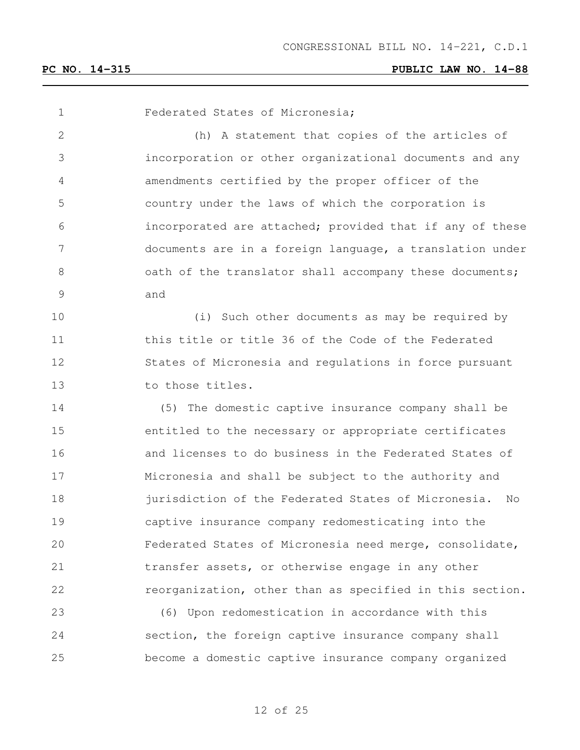Federated States of Micronesia;

(h) A statement that copies of the articles of incorporation or other organizational documents and any amendments certified by the proper officer of the country under the laws of which the corporation is incorporated are attached; provided that if any of these documents are in a foreign language, a translation under oath of the translator shall accompany these documents; and

(i) Such other documents as may be required by this title or title 36 of the Code of the Federated States of Micronesia and regulations in force pursuant to those titles.

(5) The domestic captive insurance company shall be entitled to the necessary or appropriate certificates and licenses to do business in the Federated States of Micronesia and shall be subject to the authority and jurisdiction of the Federated States of Micronesia. No captive insurance company redomesticating into the Federated States of Micronesia need merge, consolidate, transfer assets, or otherwise engage in any other reorganization, other than as specified in this section.

(6) Upon redomestication in accordance with this section, the foreign captive insurance company shall become a domestic captive insurance company organized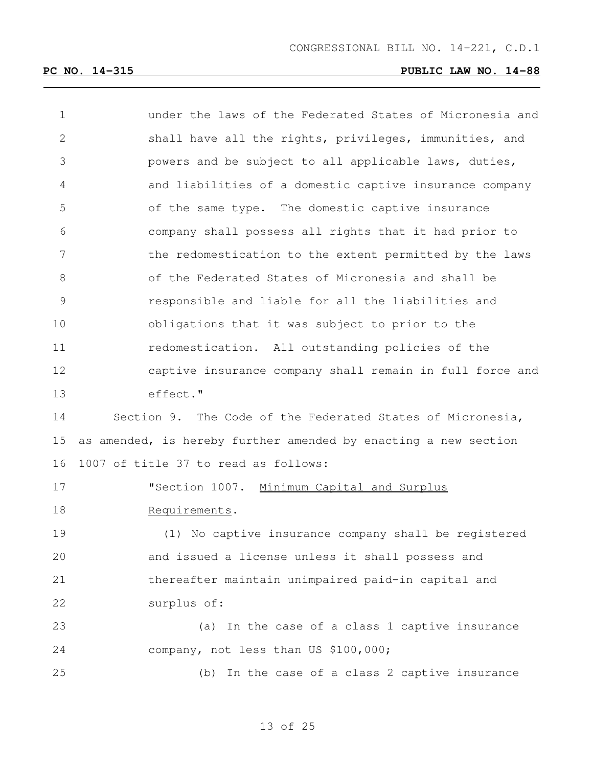under the laws of the Federated States of Micronesia and shall have all the rights, privileges, immunities, and powers and be subject to all applicable laws, duties, and liabilities of a domestic captive insurance company of the same type. The domestic captive insurance company shall possess all rights that it had prior to the redomestication to the extent permitted by the laws of the Federated States of Micronesia and shall be responsible and liable for all the liabilities and obligations that it was subject to prior to the redomestication. All outstanding policies of the captive insurance company shall remain in full force and effect."

Section 9. The Code of the Federated States of Micronesia, as amended, is hereby further amended by enacting a new section 1007 of title 37 to read as follows:

"Section 1007. Minimum Capital and Surplus Requirements.

(1) No captive insurance company shall be registered and issued a license unless it shall possess and thereafter maintain unimpaired paid-in capital and surplus of:

(a) In the case of a class 1 captive insurance company, not less than US $100,000;

(b) In the case of a class 2 captive insurance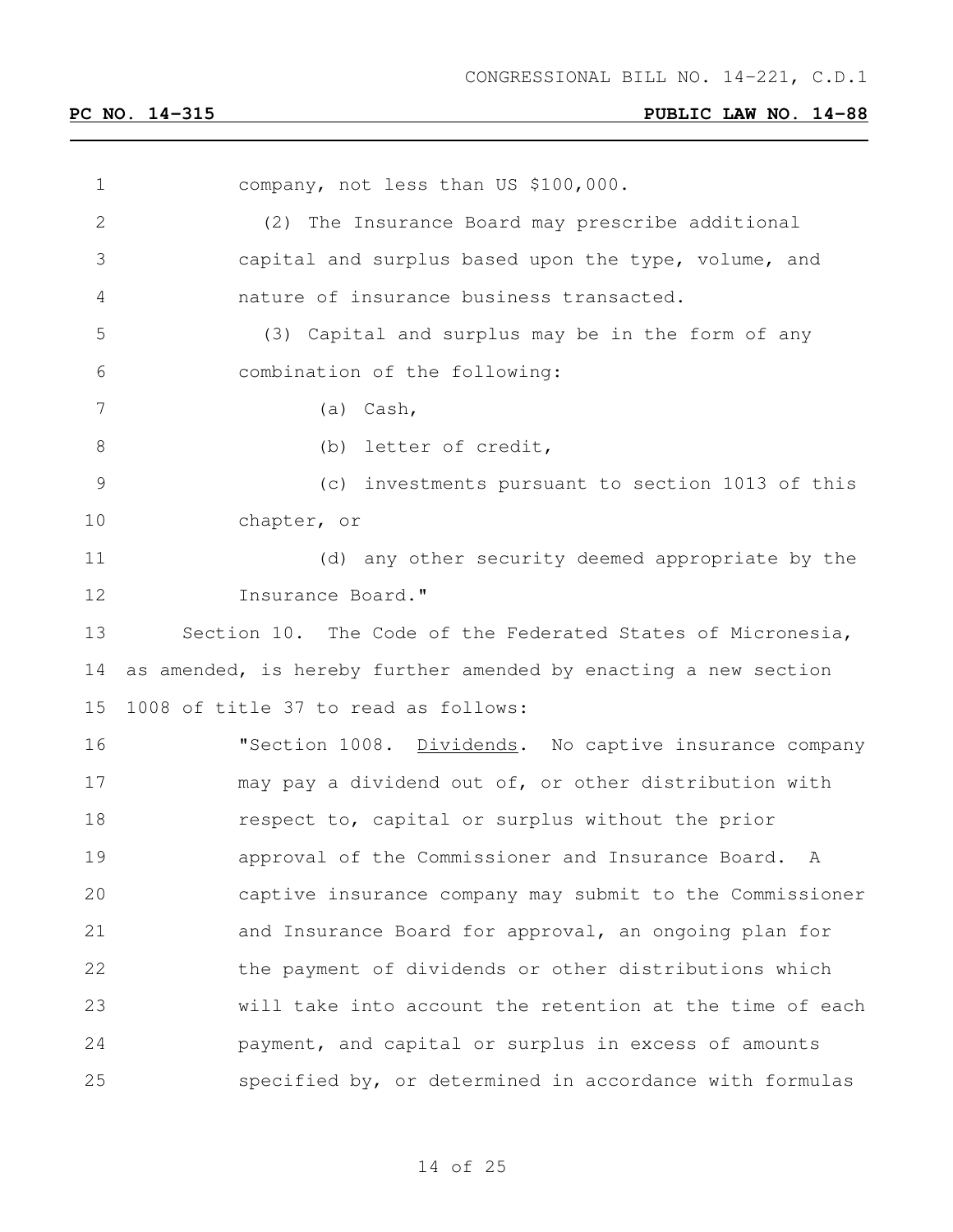company, not less than US $100,000.

(2) The Insurance Board may prescribe additional capital and surplus based upon the type, volume, and nature of insurance business transacted.

(3) Capital and surplus may be in the form of any combination of the following:

(a) Cash,

(b) letter of credit,

(c) investments pursuant to section 1013 of this chapter, or

(d) any other security deemed appropriate by the Insurance Board."

Section 10. The Code of the Federated States of Micronesia, as amended, is hereby further amended by enacting a new section 1008 of title 37 to read as follows:

"Section 1008. Dividends. No captive insurance company may pay a dividend out of, or other distribution with respect to, capital or surplus without the prior approval of the Commissioner and Insurance Board. A captive insurance company may submit to the Commissioner and Insurance Board for approval, an ongoing plan for the payment of dividends or other distributions which will take into account the retention at the time of each payment, and capital or surplus in excess of amounts specified by, or determined in accordance with formulas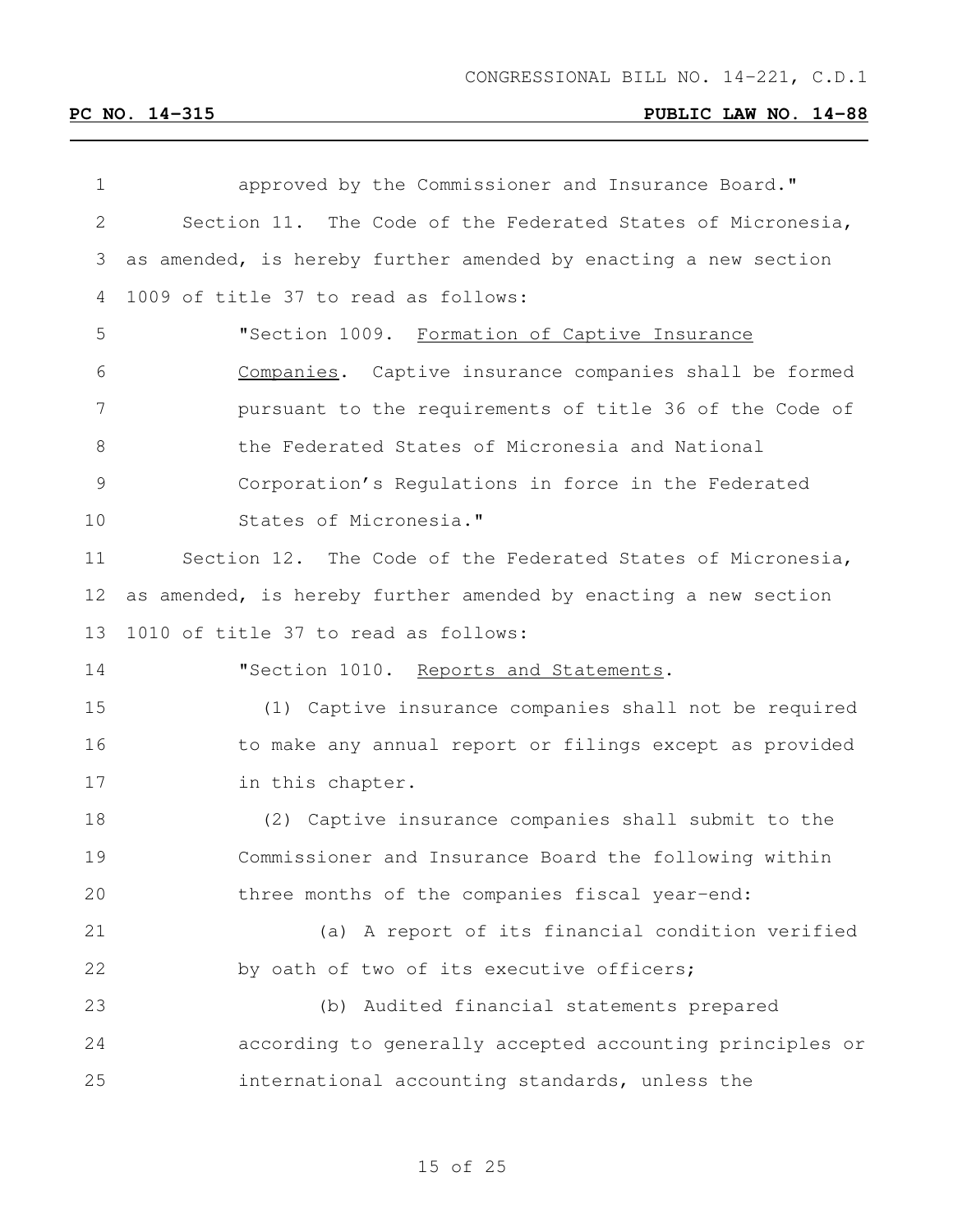approved by the Commissioner and Insurance Board."

Section 11. The Code of the Federated States of Micronesia, as amended, is hereby further amended by enacting a new section 1009 of title 37 to read as follows:

"Section 1009. Formation of Captive Insurance Companies. Captive insurance companies shall be formed pursuant to the requirements of title 36 of the Code of the Federated States of Micronesia and National Corporation's Regulations in force in the Federated States of Micronesia."

Section 12. The Code of the Federated States of Micronesia, as amended, is hereby further amended by enacting a new section 1010 of title 37 to read as follows:

"Section 1010. Reports and Statements.

(1) Captive insurance companies shall not be required to make any annual report or filings except as provided in this chapter.

(2) Captive insurance companies shall submit to the Commissioner and Insurance Board the following within three months of the companies fiscal year-end:

(a) A report of its financial condition verified by oath of two of its executive officers;

(b) Audited financial statements prepared according to generally accepted accounting principles or international accounting standards, unless the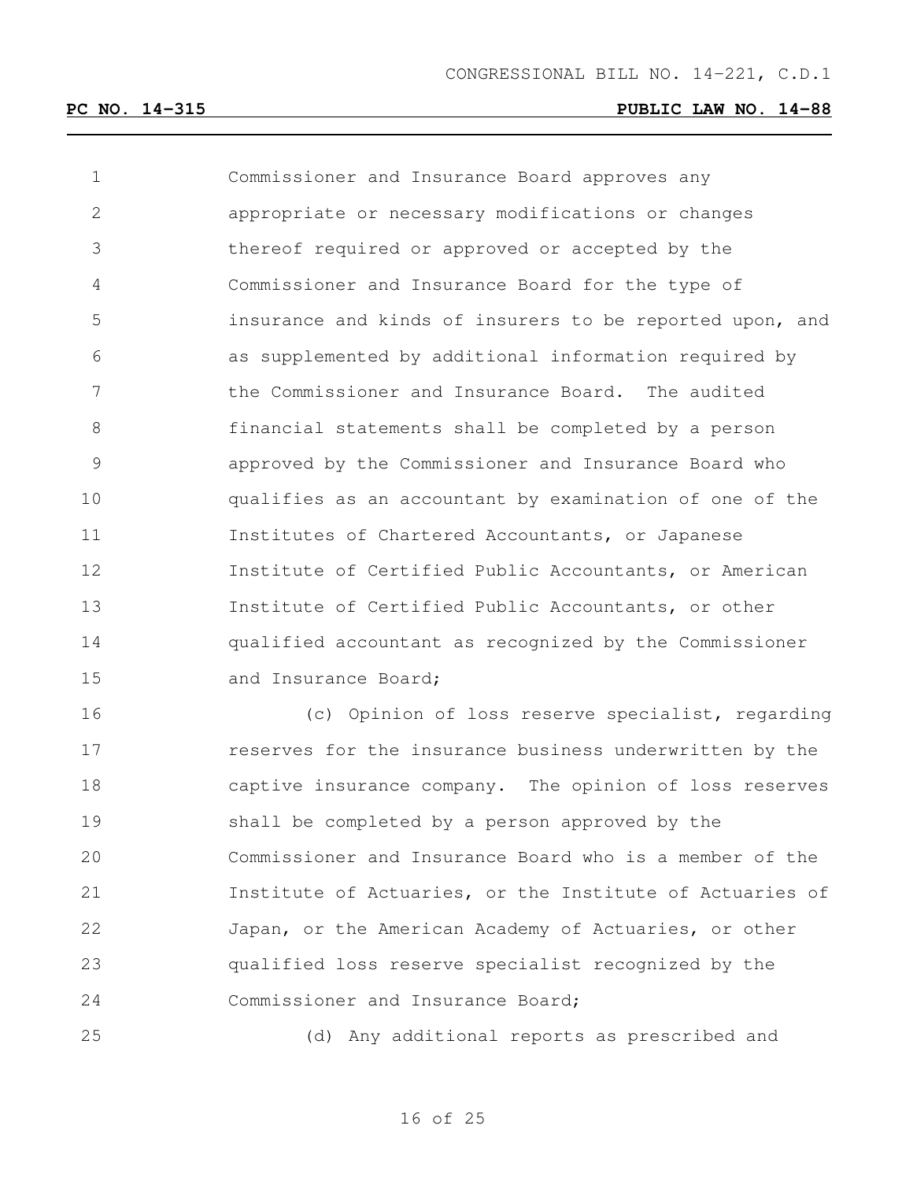Commissioner and Insurance Board approves any appropriate or necessary modifications or changes thereof required or approved or accepted by the Commissioner and Insurance Board for the type of insurance and kinds of insurers to be reported upon, and as supplemented by additional information required by the Commissioner and Insurance Board. The audited financial statements shall be completed by a person approved by the Commissioner and Insurance Board who qualifies as an accountant by examination of one of the Institutes of Chartered Accountants, or Japanese Institute of Certified Public Accountants, or American Institute of Certified Public Accountants, or other qualified accountant as recognized by the Commissioner and Insurance Board;

(c) Opinion of loss reserve specialist, regarding reserves for the insurance business underwritten by the captive insurance company. The opinion of loss reserves shall be completed by a person approved by the Commissioner and Insurance Board who is a member of the Institute of Actuaries, or the Institute of Actuaries of Japan, or the American Academy of Actuaries, or other qualified loss reserve specialist recognized by the Commissioner and Insurance Board;

(d) Any additional reports as prescribed and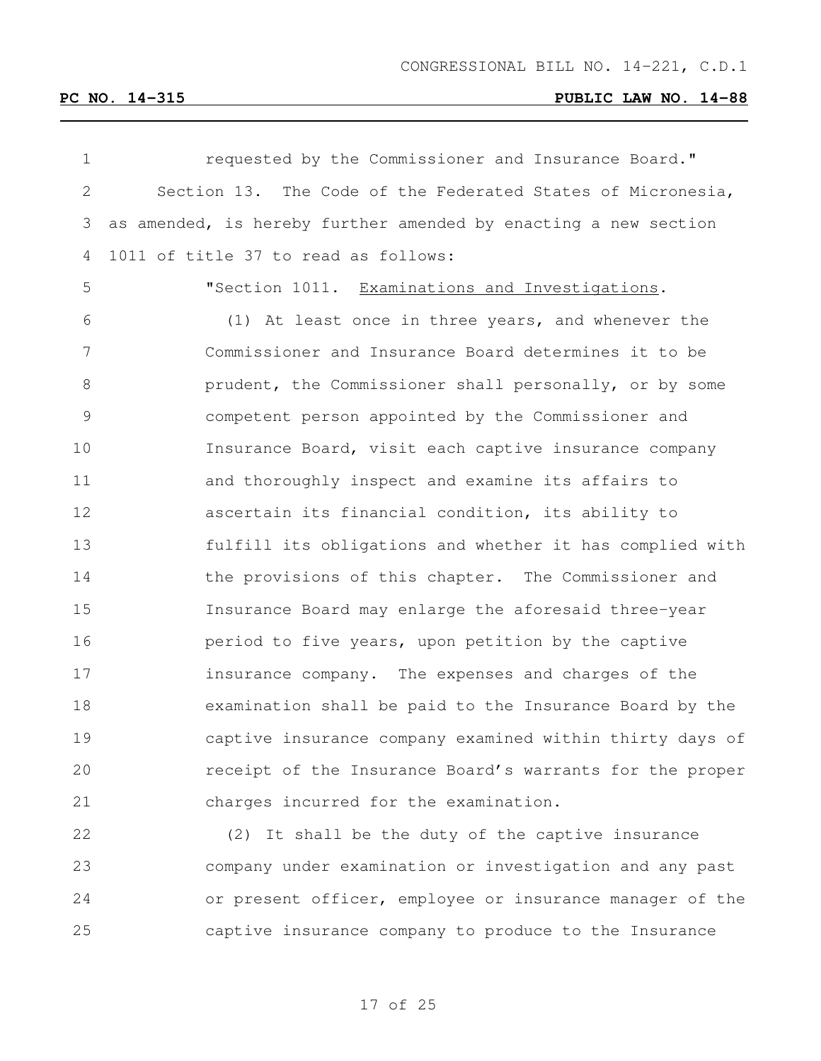requested by the Commissioner and Insurance Board."

Section 13. The Code of the Federated States of Micronesia, as amended, is hereby further amended by enacting a new section 1011 of title 37 to read as follows:

"Section 1011. Examinations and Investigations.

(1) At least once in three years, and whenever the Commissioner and Insurance Board determines it to be prudent, the Commissioner shall personally, or by some competent person appointed by the Commissioner and Insurance Board, visit each captive insurance company and thoroughly inspect and examine its affairs to ascertain its financial condition, its ability to fulfill its obligations and whether it has complied with the provisions of this chapter. The Commissioner and Insurance Board may enlarge the aforesaid three-year period to five years, upon petition by the captive insurance company. The expenses and charges of the examination shall be paid to the Insurance Board by the captive insurance company examined within thirty days of receipt of the Insurance Board's warrants for the proper charges incurred for the examination.

(2) It shall be the duty of the captive insurance company under examination or investigation and any past or present officer, employee or insurance manager of the captive insurance company to produce to the Insurance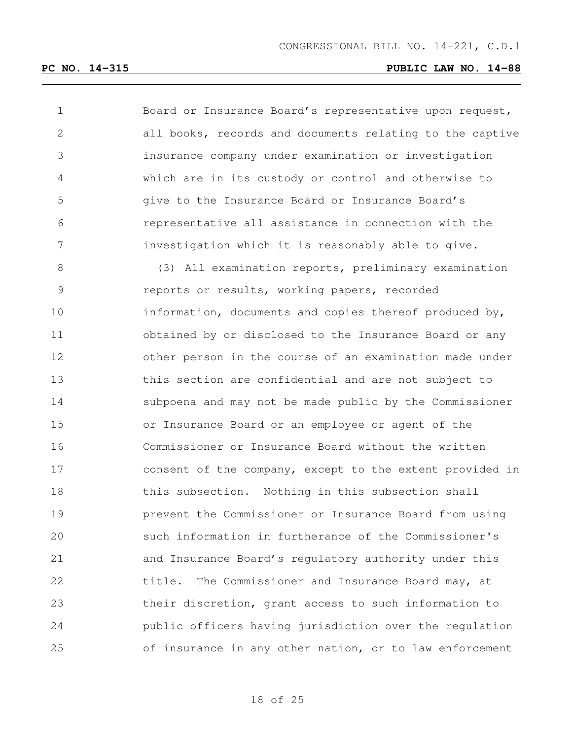Board or Insurance Board's representative upon request, all books, records and documents relating to the captive insurance company under examination or investigation which are in its custody or control and otherwise to give to the Insurance Board or Insurance Board's representative all assistance in connection with the investigation which it is reasonably able to give.

(3) All examination reports, preliminary examination reports or results, working papers, recorded information, documents and copies thereof produced by, obtained by or disclosed to the Insurance Board or any other person in the course of an examination made under this section are confidential and are not subject to subpoena and may not be made public by the Commissioner or Insurance Board or an employee or agent of the Commissioner or Insurance Board without the written consent of the company, except to the extent provided in this subsection. Nothing in this subsection shall prevent the Commissioner or Insurance Board from using such information in furtherance of the Commissioner's and Insurance Board's regulatory authority under this title. The Commissioner and Insurance Board may, at their discretion, grant access to such information to public officers having jurisdiction over the regulation of insurance in any other nation, or to law enforcement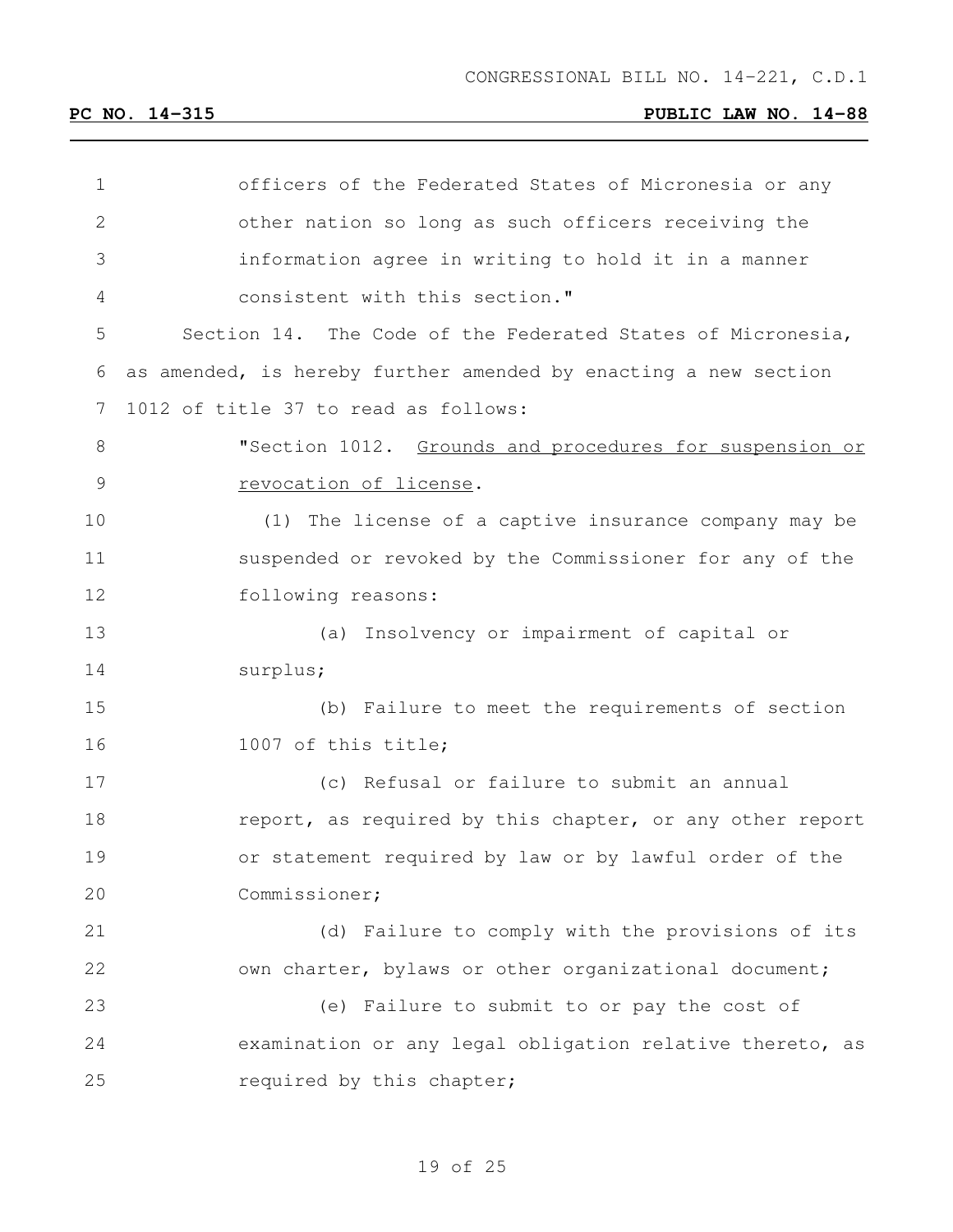officers of the Federated States of Micronesia or any other nation so long as such officers receiving the information agree in writing to hold it in a manner consistent with this section."

Section 14. The Code of the Federated States of Micronesia, as amended, is hereby further amended by enacting a new section 1012 of title 37 to read as follows:

"Section 1012. Grounds and procedures for suspension or revocation of license.

(1) The license of a captive insurance company may be suspended or revoked by the Commissioner for any of the following reasons:

(a) Insolvency or impairment of capital or surplus;

(b) Failure to meet the requirements of section 1007 of this title;

(c) Refusal or failure to submit an annual report, as required by this chapter, or any other report or statement required by law or by lawful order of the Commissioner;

(d) Failure to comply with the provisions of its own charter, bylaws or other organizational document;

(e) Failure to submit to or pay the cost of examination or any legal obligation relative thereto, as required by this chapter;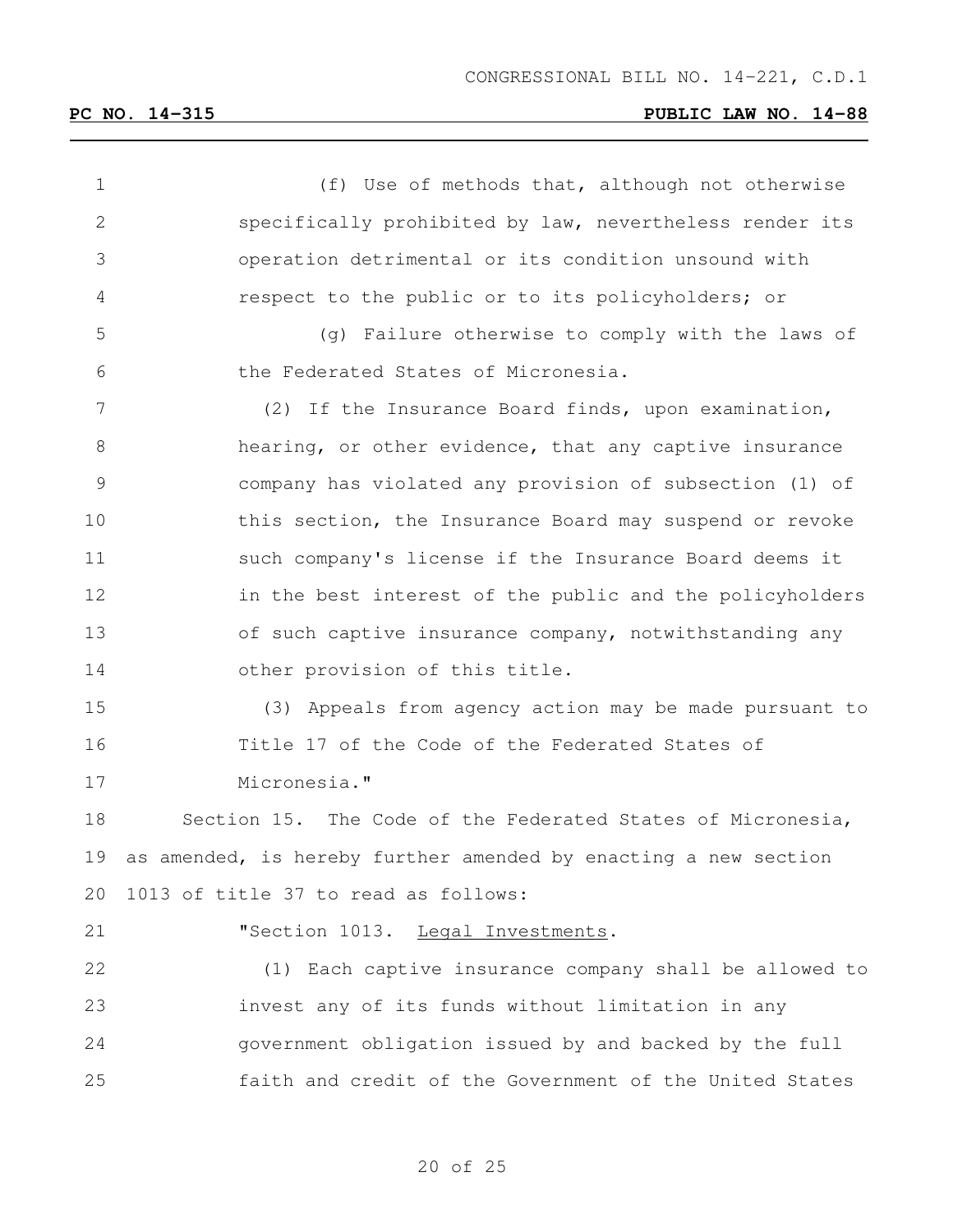(f) Use of methods that, although not otherwise specifically prohibited by law, nevertheless render its operation detrimental or its condition unsound with respect to the public or to its policyholders; or

(g) Failure otherwise to comply with the laws of the Federated States of Micronesia.

(2) If the Insurance Board finds, upon examination, hearing, or other evidence, that any captive insurance company has violated any provision of subsection (1) of this section, the Insurance Board may suspend or revoke such company's license if the Insurance Board deems it in the best interest of the public and the policyholders of such captive insurance company, notwithstanding any other provision of this title.

(3) Appeals from agency action may be made pursuant to Title 17 of the Code of the Federated States of Micronesia."

Section 15. The Code of the Federated States of Micronesia, as amended, is hereby further amended by enacting a new section 1013 of title 37 to read as follows:

"Section 1013. <u>Legal Investments</u>.

(1) Each captive insurance company shall be allowed to invest any of its funds without limitation in any government obligation issued by and backed by the full faith and credit of the Government of the United States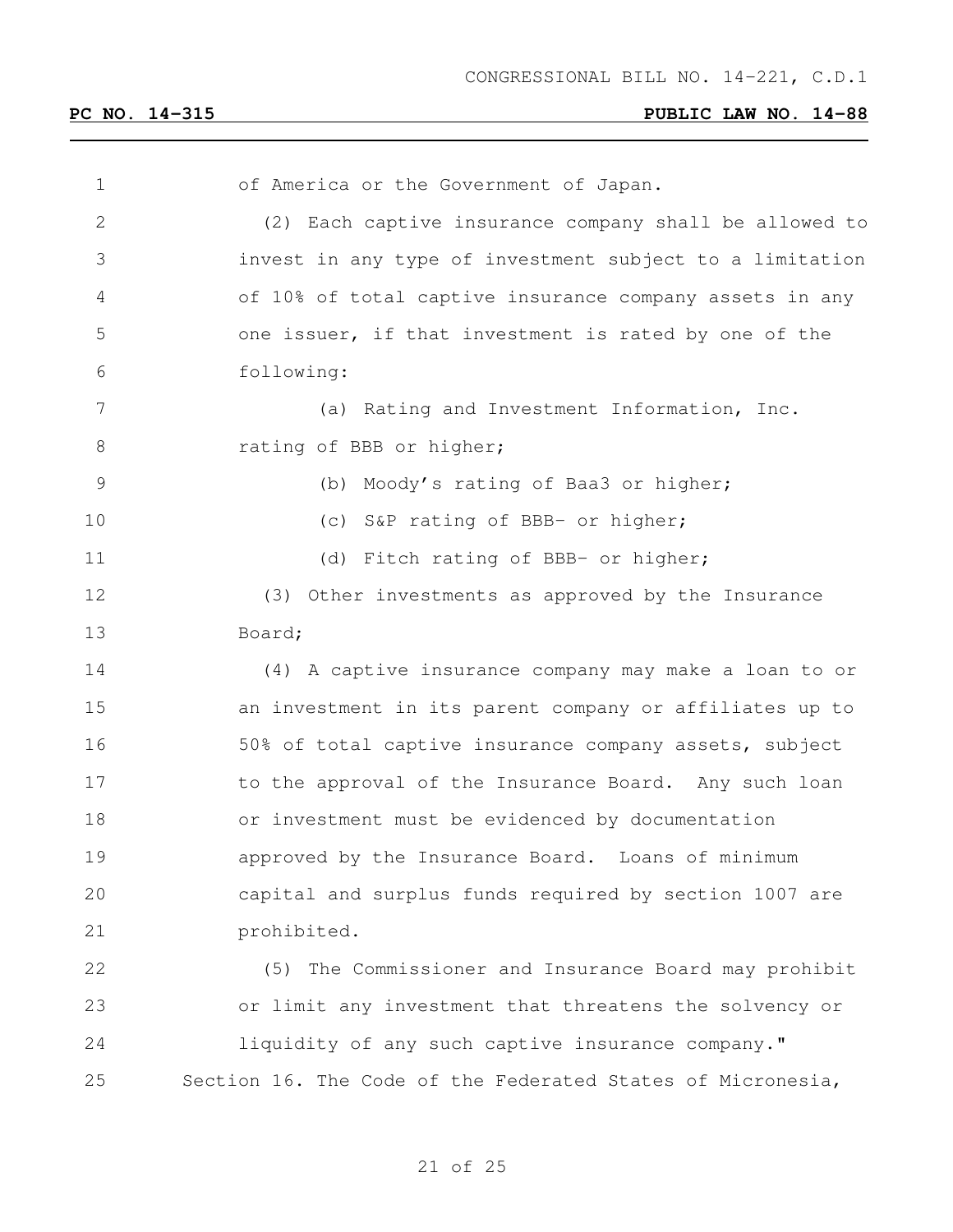of America or the Government of Japan.

(2) Each captive insurance company shall be allowed to invest in any type of investment subject to a limitation of 10% of total captive insurance company assets in any one issuer, if that investment is rated by one of the following:

(a) Rating and Investment Information, Inc. rating of BBB or higher;

(b) Moody's rating of Baa3 or higher;

(c) S&P rating of BBB- or higher;

(d) Fitch rating of BBB- or higher;

(3) Other investments as approved by the Insurance Board;

(4) A captive insurance company may make a loan to or an investment in its parent company or affiliates up to 50% of total captive insurance company assets, subject to the approval of the Insurance Board. Any such loan or investment must be evidenced by documentation approved by the Insurance Board. Loans of minimum capital and surplus funds required by section 1007 are prohibited.

(5) The Commissioner and Insurance Board may prohibit or limit any investment that threatens the solvency or liquidity of any such captive insurance company."

Section 16. The Code of the Federated States of Micronesia,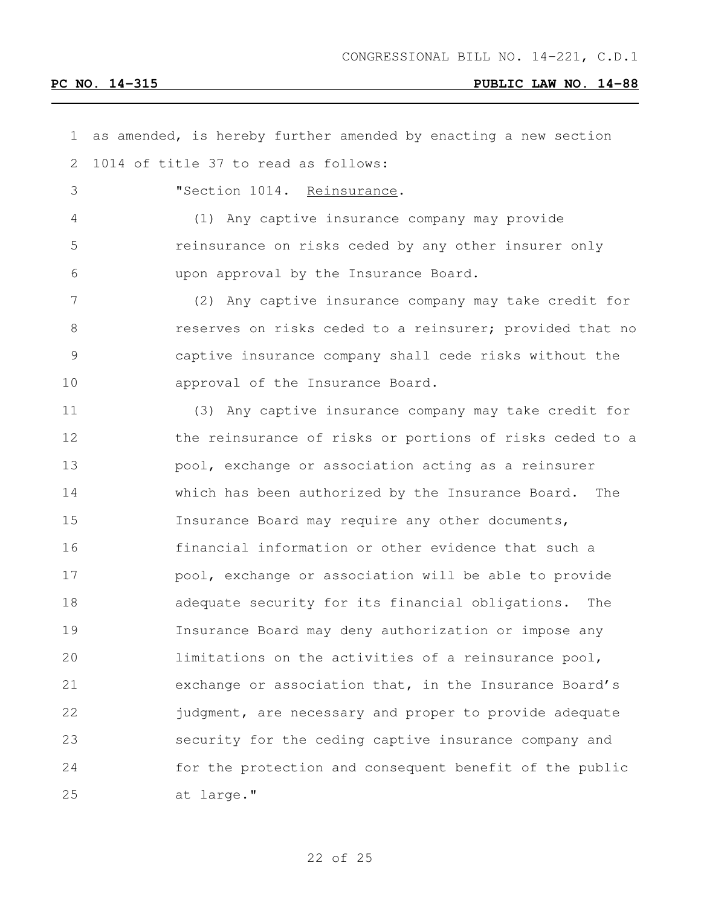as amended, is hereby further amended by enacting a new section 1014 of title 37 to read as follows:

"Section 1014. Reinsurance.

(1) Any captive insurance company may provide reinsurance on risks ceded by any other insurer only upon approval by the Insurance Board.

(2) Any captive insurance company may take credit for reserves on risks ceded to a reinsurer; provided that no captive insurance company shall cede risks without the approval of the Insurance Board.

(3) Any captive insurance company may take credit for the reinsurance of risks or portions of risks ceded to a pool, exchange or association acting as a reinsurer which has been authorized by the Insurance Board. The Insurance Board may require any other documents, financial information or other evidence that such a pool, exchange or association will be able to provide adequate security for its financial obligations. The Insurance Board may deny authorization or impose any limitations on the activities of a reinsurance pool, exchange or association that, in the Insurance Board's judgment, are necessary and proper to provide adequate security for the ceding captive insurance company and for the protection and consequent benefit of the public at large."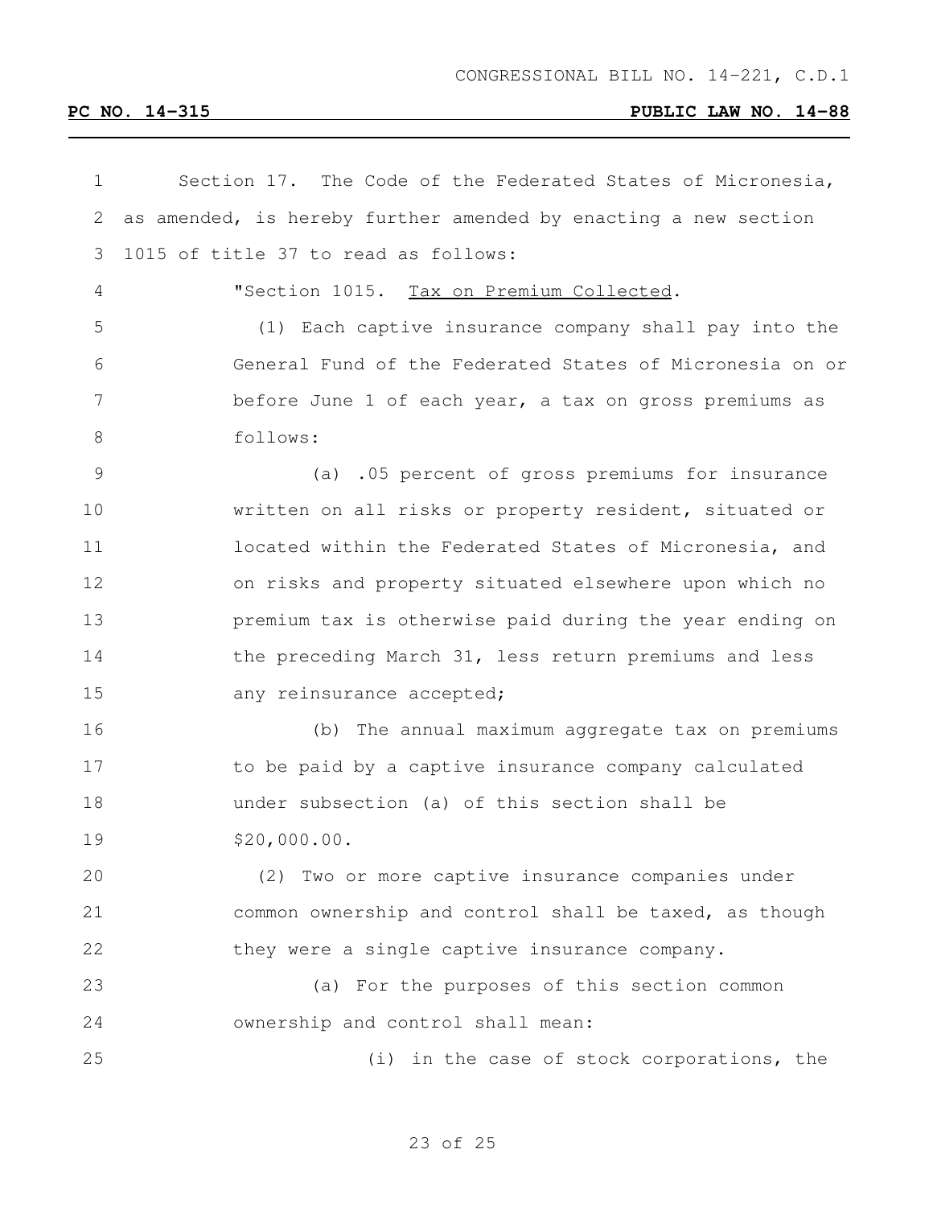Section 17. The Code of the Federated States of Micronesia, as amended, is hereby further amended by enacting a new section 1015 of title 37 to read as follows:

"Section 1015. Tax on Premium Collected.

(1) Each captive insurance company shall pay into the General Fund of the Federated States of Micronesia on or before June 1 of each year, a tax on gross premiums as follows:

(a) .05 percent of gross premiums for insurance written on all risks or property resident, situated or located within the Federated States of Micronesia, and on risks and property situated elsewhere upon which no premium tax is otherwise paid during the year ending on the preceding March 31, less return premiums and less any reinsurance accepted;

(b) The annual maximum aggregate tax on premiums to be paid by a captive insurance company calculated under subsection (a) of this section shall be $20,000.00.

(2) Two or more captive insurance companies under common ownership and control shall be taxed, as though they were a single captive insurance company.

(a) For the purposes of this section common ownership and control shall mean:

(i) in the case of stock corporations, the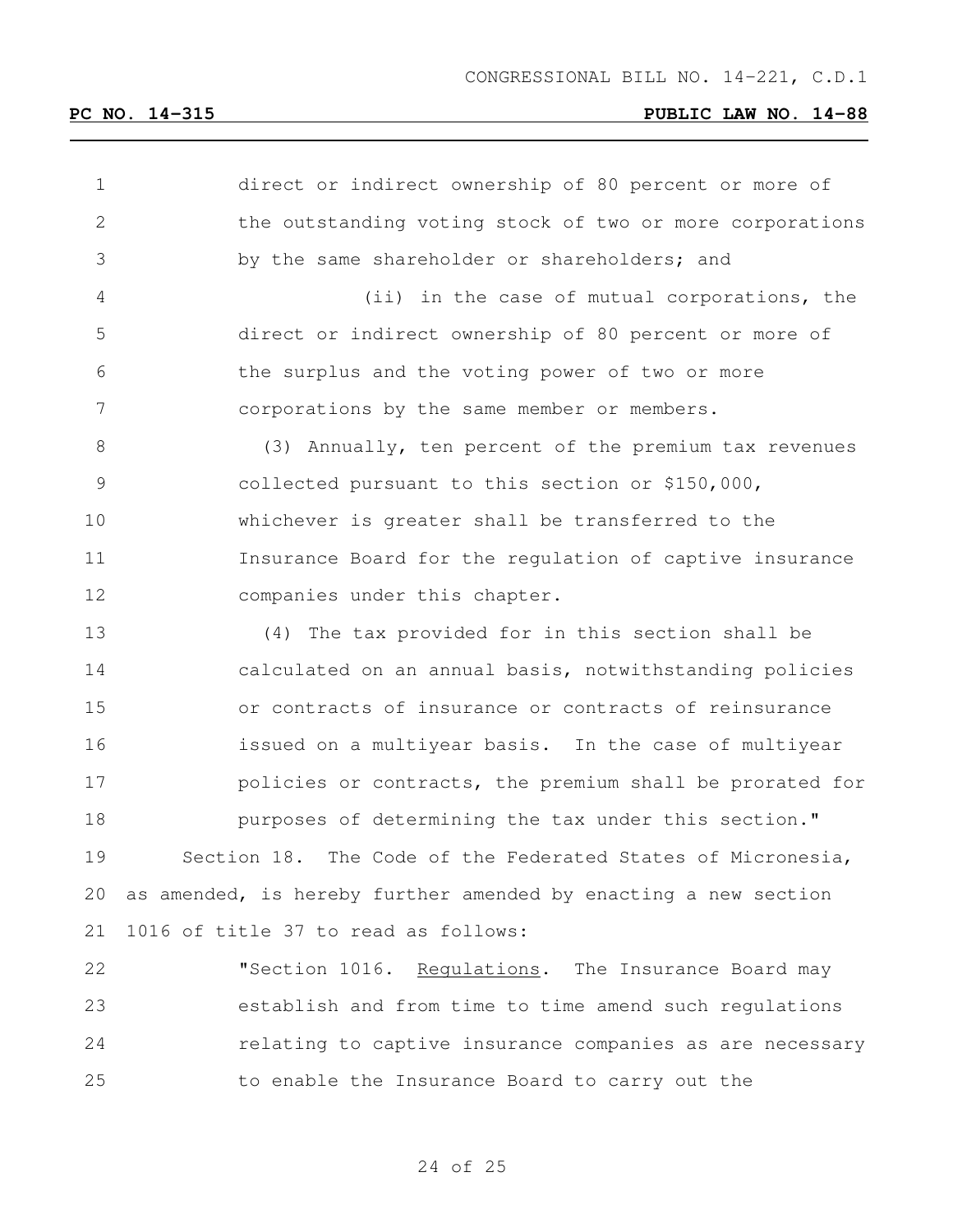direct or indirect ownership of 80 percent or more of the outstanding voting stock of two or more corporations by the same shareholder or shareholders; and

(ii) in the case of mutual corporations, the direct or indirect ownership of 80 percent or more of the surplus and the voting power of two or more corporations by the same member or members.

(3) Annually, ten percent of the premium tax revenues collected pursuant to this section or $150,000, whichever is greater shall be transferred to the Insurance Board for the regulation of captive insurance companies under this chapter.

(4) The tax provided for in this section shall be calculated on an annual basis, notwithstanding policies or contracts of insurance or contracts of reinsurance issued on a multiyear basis. In the case of multiyear policies or contracts, the premium shall be prorated for purposes of determining the tax under this section."

Section 18. The Code of the Federated States of Micronesia, as amended, is hereby further amended by enacting a new section 1016 of title 37 to read as follows:

"Section 1016. Regulations. The Insurance Board may establish and from time to time amend such regulations relating to captive insurance companies as are necessary to enable the Insurance Board to carry out the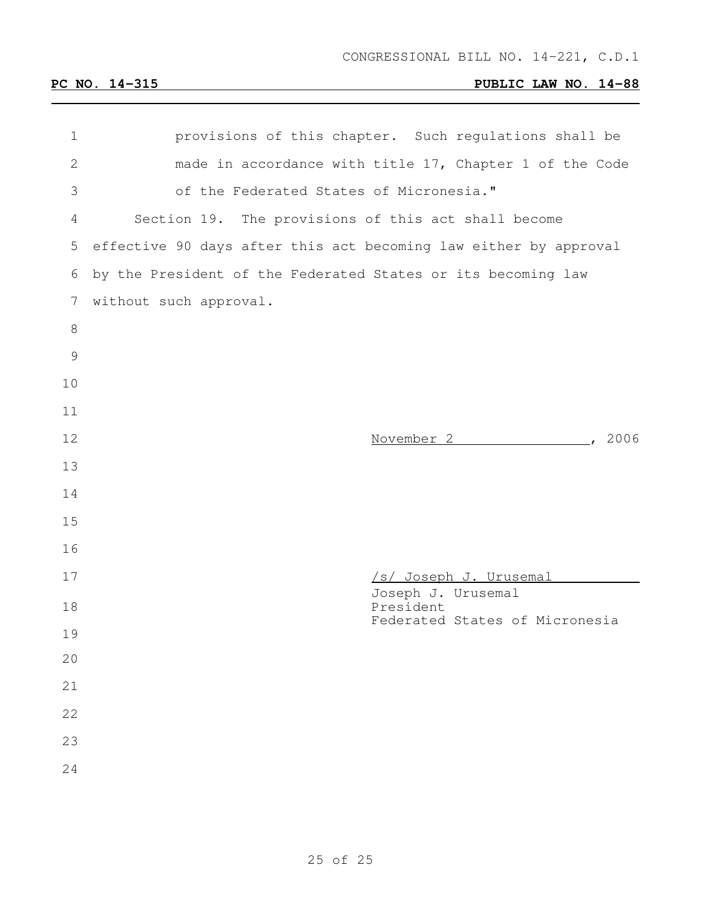CONGRESSIONAL BILL NO. 14-221, C.D.1

**PC NO. 14-315** **PUBLIC LAW NO. 14-88**

provisions of this chapter. Such regulations shall be made in accordance with title 17, Chapter 1 of the Code of the Federated States of Micronesia."

Section 19. The provisions of this act shall become effective 90 days after this act becoming law either by approval by the President of the Federated States or its becoming law without such approval.

November 2, 2006

/s/ Joseph J. Urusemal
Joseph J. Urusemal
President
Federated States of Micronesia